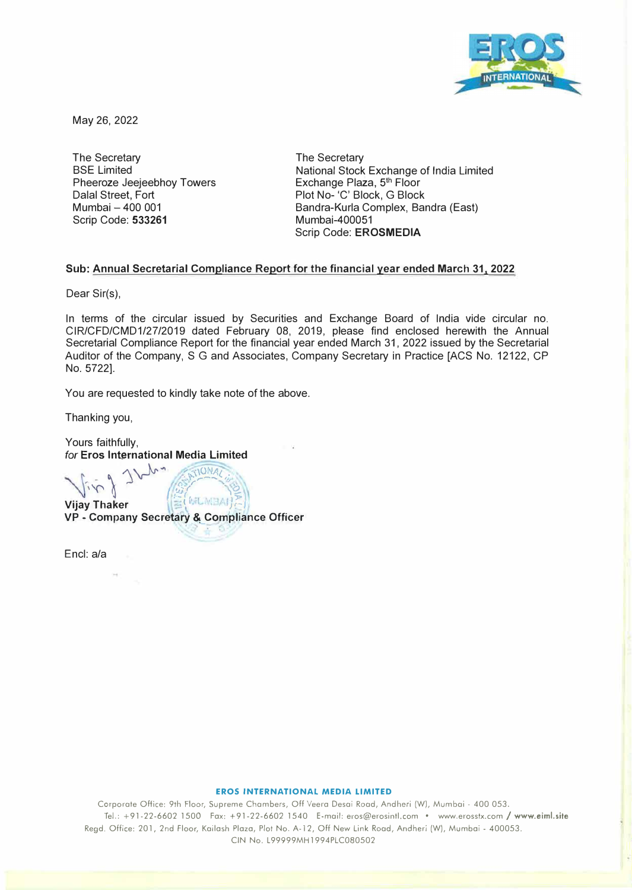May 26, 2022

| The Secretary | The Secretary |
|---|---|
| BSE Limited | National Stock Exchange of India Limited |
| Pheeroze Jeejeebhoy Towers | Exchange Plaza, 5th Floor |
| Dalal Street, Fort | Plot No- 'C' Block, G Block |
| Mumbai – 400 001 | Bandra-Kurla Complex, Bandra (East) |
| Scrip Code: **533261** | Mumbai-400051 |
| | Scrip Code: **EROSMEDIA** |

**Sub: Annual Secretarial Compliance Report for the financial year ended March 31, 2022**

Dear Sir(s),

In terms of the circular issued by Securities and Exchange Board of India vide circular no. CIR/CFD/CMD1/27/2019 dated February 08, 2019, please find enclosed herewith the Annual Secretarial Compliance Report for the financial year ended March 31, 2022 issued by the Secretarial Auditor of the Company, S G and Associates, Company Secretary in Practice [ACS No. 12122, CP No. 5722].

You are requested to kindly take note of the above.

Thanking you,

Yours faithfully,
*for* **Eros International Media Limited**

**Vijay Thaker**
**VP - Company Secretary & Compliance Officer**

Encl: a/a

**EROS INTERNATIONAL MEDIA LIMITED**

Corporate Office: 9th Floor, Supreme Chambers, Off Veera Desai Road, Andheri (W), Mumbai - 400 053.
Tel.: +91-22-6602 1500 Fax: +91-22-6602 1540 E-mail: eros@erosintl.com • www.erosstx.com / www.eiml.site
Regd. Office: 201, 2nd Floor, Kailash Plaza, Plot No. A-12, Off New Link Road, Andheri (W), Mumbai - 400053.
CIN No. L99999MH1994PLC080502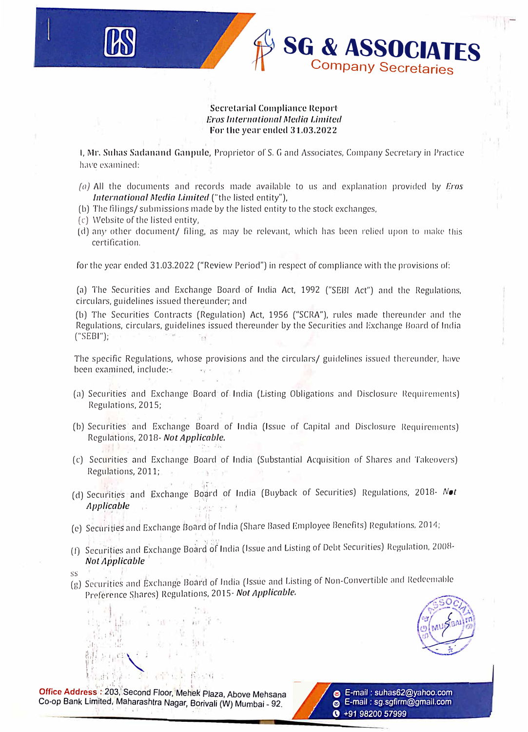**Secretarial Compliance Report**
***Eros International Media Limited***
**For the year ended 31.03.2022**

I, **Mr. Suhas Sadanand Ganpule**, Proprietor of S. G and Associates, Company Secretary in Practice have examined:

*(a)* All the documents and records made available to us and explanation provided by ***Eros International Media Limited*** ("the listed entity"),
(b) The filings/ submissions made by the listed entity to the stock exchanges,
(c) Website of the listed entity,
(d) any other document/ filing, as may be relevant, which has been relied upon to make this certification.

for the year ended 31.03.2022 ("Review Period") in respect of compliance with the provisions of:

(a) The Securities and Exchange Board of India Act, 1992 ("SEBI Act") and the Regulations, circulars, guidelines issued thereunder; and

(b) The Securities Contracts (Regulation) Act, 1956 ("SCRA"), rules made thereunder and the Regulations, circulars, guidelines issued thereunder by the Securities and Exchange Board of India ("SEBI");

The specific Regulations, whose provisions and the circulars/ guidelines issued thereunder, have been examined, include:-

(a) Securities and Exchange Board of India (Listing Obligations and Disclosure Requirements) Regulations, 2015;

(b) Securities and Exchange Board of India (Issue of Capital and Disclosure Requirements) Regulations, 2018- ***Not Applicable.***

(c) Securities and Exchange Board of India (Substantial Acquisition of Shares and Takeovers) Regulations, 2011;

(d) Securities and Exchange Board of India (Buyback of Securities) Regulations, 2018- ***Not Applicable***

(e) Securities and Exchange Board of India (Share Based Employee Benefits) Regulations, 2014;

(f) Securities and Exchange Board of India (Issue and Listing of Debt Securities) Regulation, 2008- ***Not Applicable***

(g) Securities and Exchange Board of India (Issue and Listing of Non-Convertible and Redeemable Preference Shares) Regulations, 2015- ***Not Applicable.***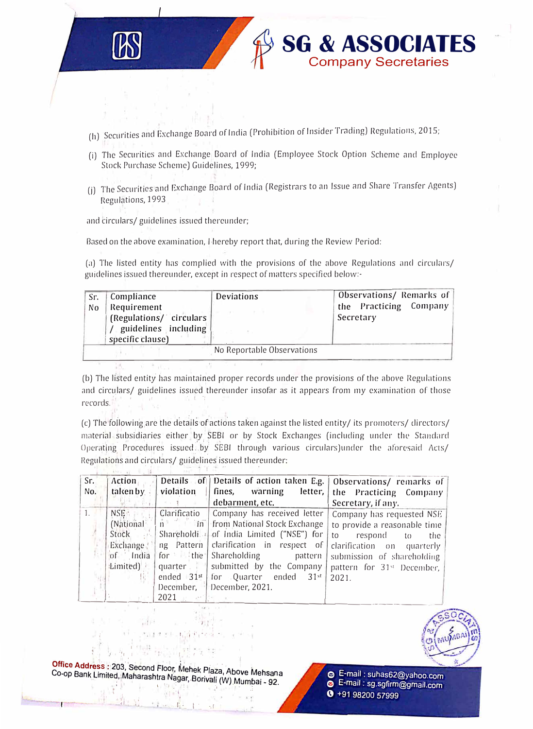(h) Securities and Exchange Board of India (Prohibition of Insider Trading) Regulations, 2015;

(i) The Securities and Exchange Board of India (Employee Stock Option Scheme and Employee Stock Purchase Scheme) Guidelines, 1999;

(j) The Securities and Exchange Board of India (Registrars to an Issue and Share Transfer Agents) Regulations, 1993

and circulars/ guidelines issued thereunder;

Based on the above examination, I hereby report that, during the Review Period:

(a) The listed entity has complied with the provisions of the above Regulations and circulars/ guidelines issued thereunder, except in respect of matters specified below:-

| Sr. No | Compliance Requirement (Regulations/ circulars / guidelines including specific clause) | Deviations | Observations/ Remarks of the Practicing Company Secretary |
|---|---|---|---|
| No Reportable Observations | | | |

(b) The listed entity has maintained proper records under the provisions of the above Regulations and circulars/ guidelines issued thereunder insofar as it appears from my examination of those records.

(c) The following are the details of actions taken against the listed entity/ its promoters/ directors/ material subsidiaries either by SEBI or by Stock Exchanges (including under the Standard Operating Procedures issued by SEBI through various circulars)under the aforesaid Acts/ Regulations and circulars/ guidelines issued thereunder:

| Sr. No. | Action taken by | Details of violation | Details of action taken E.g. fines, warning letter, debarment, etc. | Observations/ remarks of the Practicing Company Secretary, if any. |
|---|---|---|---|---|
| 1. | NSE (National Stock Exchange of India Limited) | Clarification in Shareholding Pattern for the quarter ended 31st December, 2021 | Company has received letter from National Stock Exchange of India Limited ("NSE") for clarification in respect of Shareholding pattern submitted by the Company for Quarter ended 31st December, 2021. | Company has requested NSE to provide a reasonable time to respond to the clarification on quarterly submission of shareholding pattern for 31st December, 2021. |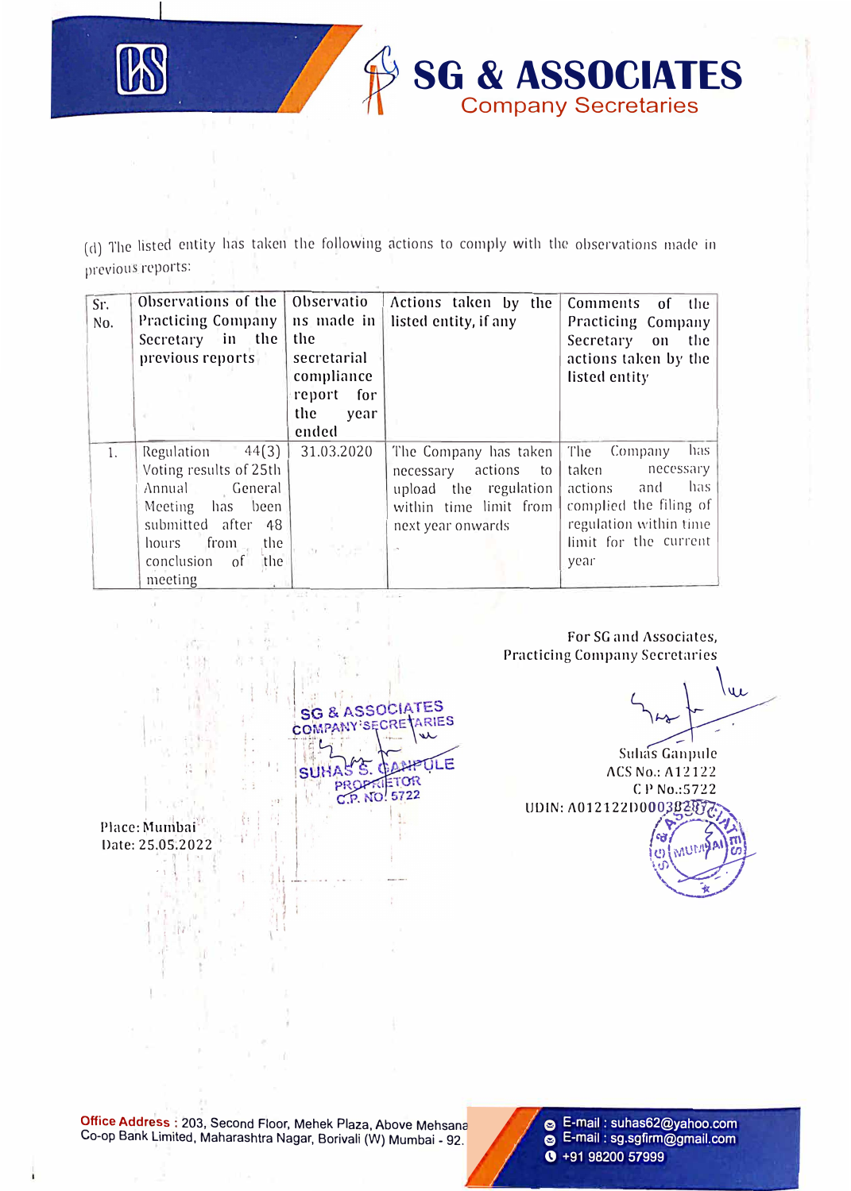(d) The listed entity has taken the following actions to comply with the observations made in previous reports:

| Sr. No. | Observations of the Practicing Company Secretary in the previous reports | Observations made in the secretarial compliance report for the year ended | Actions taken by the listed entity, if any | Comments of the Practicing Company Secretary on the actions taken by the listed entity |
|---|---|---|---|---|
| 1. | Regulation 44(3) Voting results of 25th Annual General Meeting has been submitted after 48 hours from the conclusion of the meeting | 31.03.2020 | The Company has taken necessary actions to upload the regulation within time limit from next year onwards | The Company has taken necessary actions and has complied the filing of regulation within time limit for the current year |

For SG and Associates,
Practicing Company Secretaries

Suhas Ganpule
ACS No.: A12122
C P No.:5722
UDIN: A012122D000382877

Place: Mumbai
Date: 25.05.2022